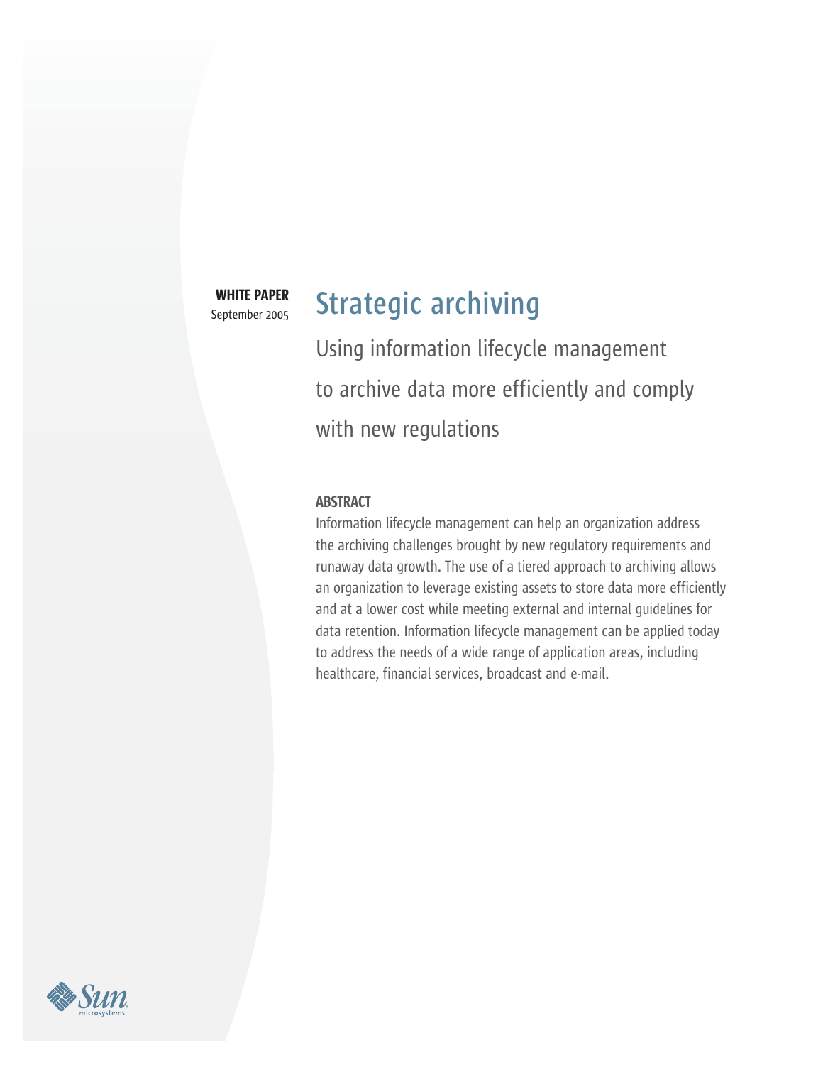**WHITE PAPER**
September 2005

# Strategic archiving

## Using information lifecycle management to archive data more efficiently and comply with new regulations

### ABSTRACT

Information lifecycle management can help an organization address the archiving challenges brought by new regulatory requirements and runaway data growth. The use of a tiered approach to archiving allows an organization to leverage existing assets to store data more efficiently and at a lower cost while meeting external and internal guidelines for data retention. Information lifecycle management can be applied today to address the needs of a wide range of application areas, including healthcare, financial services, broadcast and e-mail.

Sun microsystems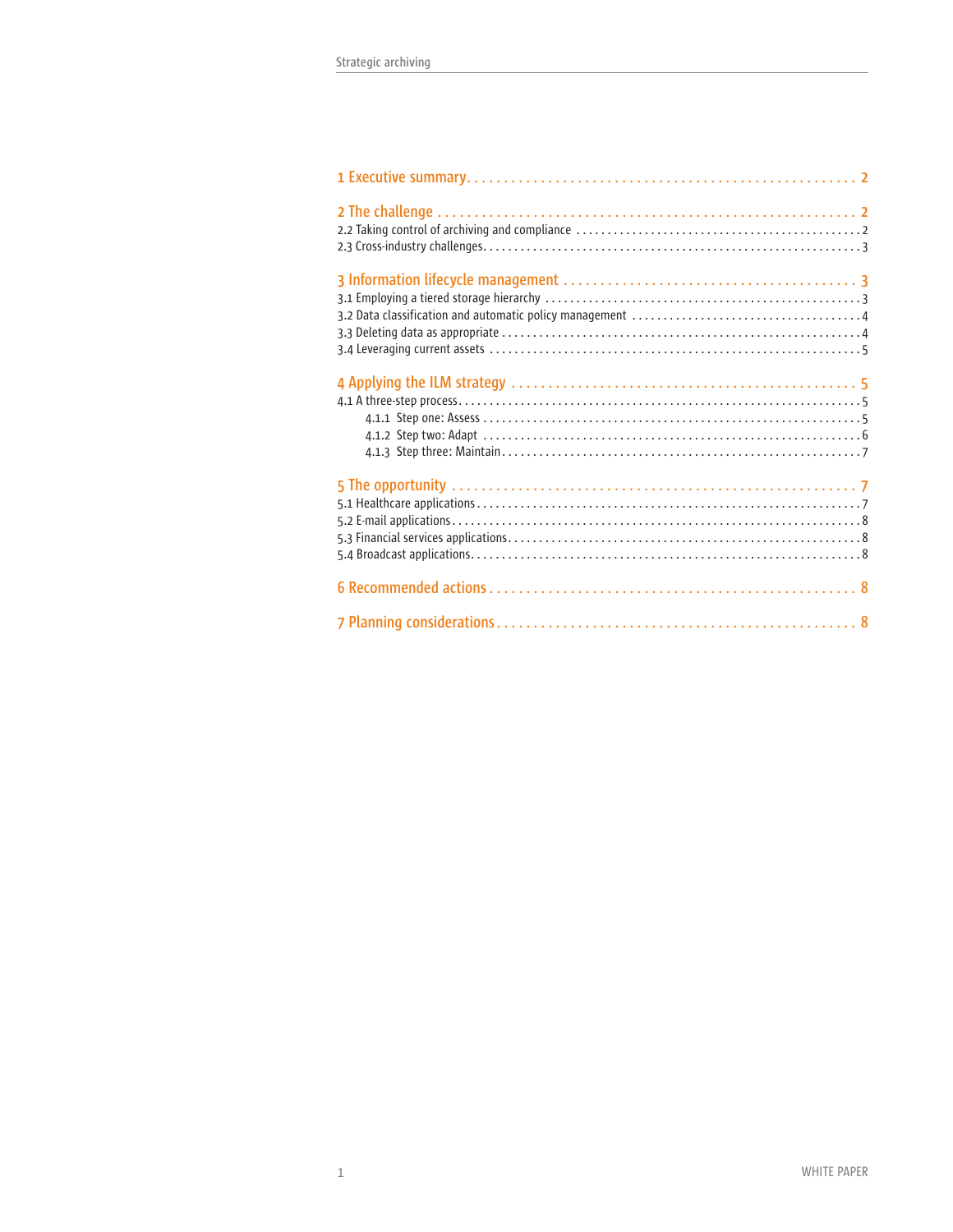1 Executive summary . . . . . . . . . . . . . . . . . . . . . . . . . . . . . . . . . . . . . . . . . . . . . . . . . . . . 2

2 The challenge . . . . . . . . . . . . . . . . . . . . . . . . . . . . . . . . . . . . . . . . . . . . . . . . . . . . . . . 2

2.2 Taking control of archiving and compliance . . . . . . . . . . . . . . . . . . . . . . . . . . . . . . . . . . . . . . . . . . . . . 2

2.3 Cross-industry challenges . . . . . . . . . . . . . . . . . . . . . . . . . . . . . . . . . . . . . . . . . . . . . . . . . . . . . . . . . 3

3 Information lifecycle management . . . . . . . . . . . . . . . . . . . . . . . . . . . . . . . . . . . . . . . 3

3.1 Employing a tiered storage hierarchy . . . . . . . . . . . . . . . . . . . . . . . . . . . . . . . . . . . . . . . . . . . . . . . . . 3

3.2 Data classification and automatic policy management . . . . . . . . . . . . . . . . . . . . . . . . . . . . . . . . . . . 4

3.3 Deleting data as appropriate . . . . . . . . . . . . . . . . . . . . . . . . . . . . . . . . . . . . . . . . . . . . . . . . . . . . . . . . 4

3.4 Leveraging current assets . . . . . . . . . . . . . . . . . . . . . . . . . . . . . . . . . . . . . . . . . . . . . . . . . . . . . . . . . . 5

4 Applying the ILM strategy . . . . . . . . . . . . . . . . . . . . . . . . . . . . . . . . . . . . . . . . . . . . . . . 5

4.1 A three-step process . . . . . . . . . . . . . . . . . . . . . . . . . . . . . . . . . . . . . . . . . . . . . . . . . . . . . . . . . . . . . . . 5

- 4.1.1 Step one: Assess . . . . . . . . . . . . . . . . . . . . . . . . . . . . . . . . . . . . . . . . . . . . . . . . . . . . . . . . . . . . 5
- 4.1.2 Step two: Adapt . . . . . . . . . . . . . . . . . . . . . . . . . . . . . . . . . . . . . . . . . . . . . . . . . . . . . . . . . . . . 6
- 4.1.3 Step three: Maintain . . . . . . . . . . . . . . . . . . . . . . . . . . . . . . . . . . . . . . . . . . . . . . . . . . . . . . . . . 7

5 The opportunity . . . . . . . . . . . . . . . . . . . . . . . . . . . . . . . . . . . . . . . . . . . . . . . . . . . . . . . 7

5.1 Healthcare applications . . . . . . . . . . . . . . . . . . . . . . . . . . . . . . . . . . . . . . . . . . . . . . . . . . . . . . . . . . . . . 7

5.2 E-mail applications . . . . . . . . . . . . . . . . . . . . . . . . . . . . . . . . . . . . . . . . . . . . . . . . . . . . . . . . . . . . . . . . 8

5.3 Financial services applications . . . . . . . . . . . . . . . . . . . . . . . . . . . . . . . . . . . . . . . . . . . . . . . . . . . . . . . 8

5.4 Broadcast applications . . . . . . . . . . . . . . . . . . . . . . . . . . . . . . . . . . . . . . . . . . . . . . . . . . . . . . . . . . . . . 8

6 Recommended actions . . . . . . . . . . . . . . . . . . . . . . . . . . . . . . . . . . . . . . . . . . . . . . . . . . 8

7 Planning considerations . . . . . . . . . . . . . . . . . . . . . . . . . . . . . . . . . . . . . . . . . . . . . . . . . 8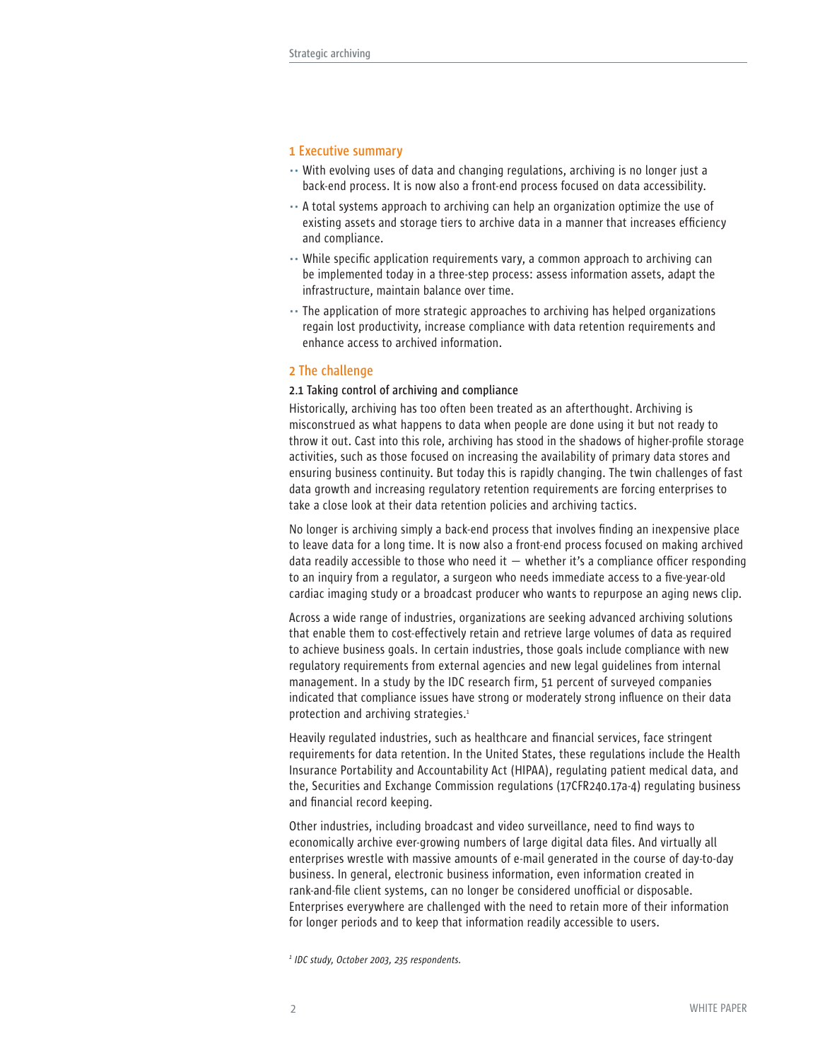## 1 Executive summary

- With evolving uses of data and changing regulations, archiving is no longer just a back-end process. It is now also a front-end process focused on data accessibility.
- A total systems approach to archiving can help an organization optimize the use of existing assets and storage tiers to archive data in a manner that increases efficiency and compliance.
- While specific application requirements vary, a common approach to archiving can be implemented today in a three-step process: assess information assets, adapt the infrastructure, maintain balance over time.
- The application of more strategic approaches to archiving has helped organizations regain lost productivity, increase compliance with data retention requirements and enhance access to archived information.

## 2 The challenge

### 2.1 Taking control of archiving and compliance

Historically, archiving has too often been treated as an afterthought. Archiving is misconstrued as what happens to data when people are done using it but not ready to throw it out. Cast into this role, archiving has stood in the shadows of higher-profile storage activities, such as those focused on increasing the availability of primary data stores and ensuring business continuity. But today this is rapidly changing. The twin challenges of fast data growth and increasing regulatory retention requirements are forcing enterprises to take a close look at their data retention policies and archiving tactics.

No longer is archiving simply a back-end process that involves finding an inexpensive place to leave data for a long time. It is now also a front-end process focused on making archived data readily accessible to those who need it — whether it's a compliance officer responding to an inquiry from a regulator, a surgeon who needs immediate access to a five-year-old cardiac imaging study or a broadcast producer who wants to repurpose an aging news clip.

Across a wide range of industries, organizations are seeking advanced archiving solutions that enable them to cost-effectively retain and retrieve large volumes of data as required to achieve business goals. In certain industries, those goals include compliance with new regulatory requirements from external agencies and new legal guidelines from internal management. In a study by the IDC research firm, 51 percent of surveyed companies indicated that compliance issues have strong or moderately strong influence on their data protection and archiving strategies.[1]

Heavily regulated industries, such as healthcare and financial services, face stringent requirements for data retention. In the United States, these regulations include the Health Insurance Portability and Accountability Act (HIPAA), regulating patient medical data, and the, Securities and Exchange Commission regulations (17CFR240.17a-4) regulating business and financial record keeping.

Other industries, including broadcast and video surveillance, need to find ways to economically archive ever-growing numbers of large digital data files. And virtually all enterprises wrestle with massive amounts of e-mail generated in the course of day-to-day business. In general, electronic business information, even information created in rank-and-file client systems, can no longer be considered unofficial or disposable. Enterprises everywhere are challenged with the need to retain more of their information for longer periods and to keep that information readily accessible to users.

[1] *IDC study, October 2003, 235 respondents.*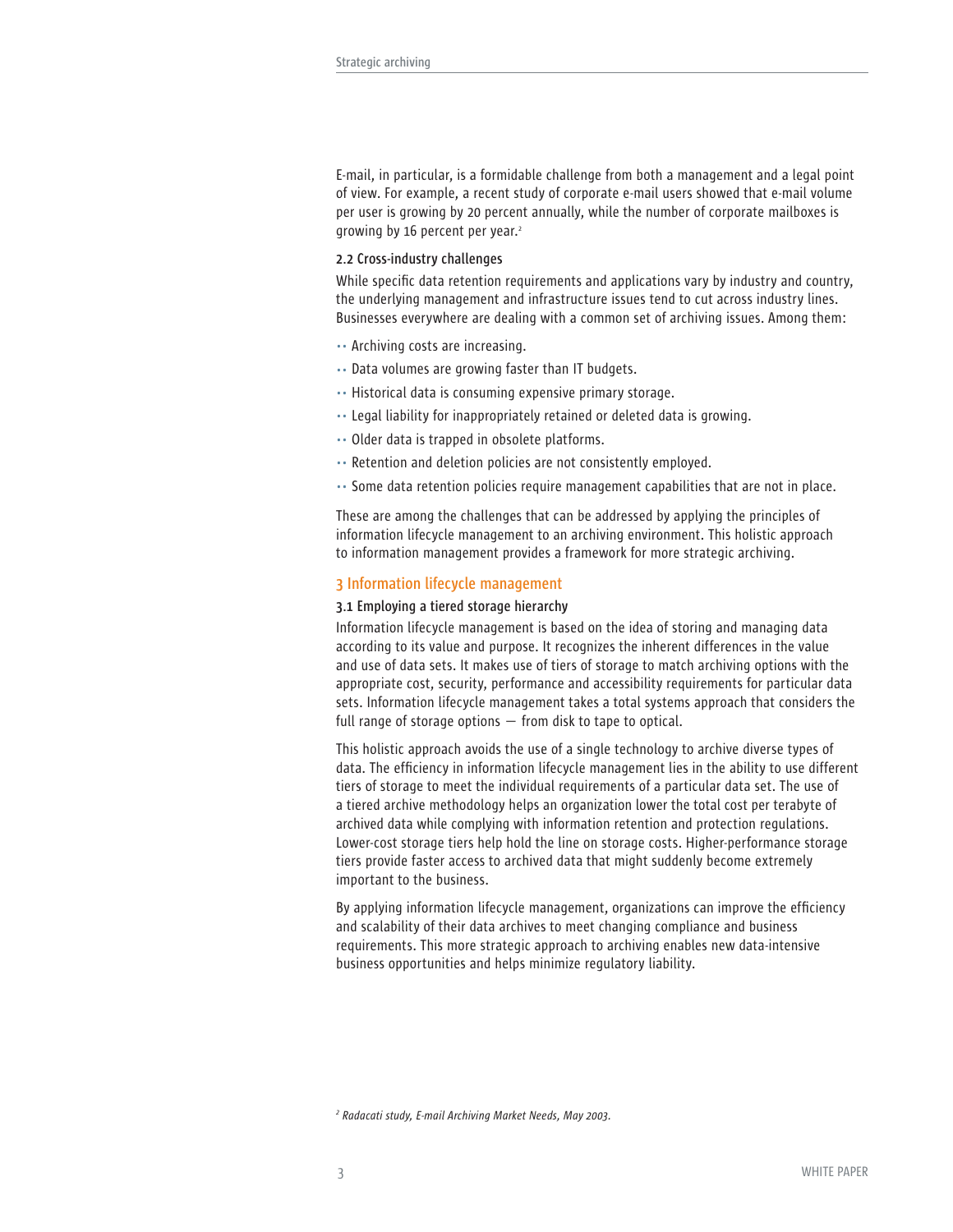E-mail, in particular, is a formidable challenge from both a management and a legal point of view. For example, a recent study of corporate e-mail users showed that e-mail volume per user is growing by 20 percent annually, while the number of corporate mailboxes is growing by 16 percent per year.[2]

### 2.2 Cross-industry challenges

While specific data retention requirements and applications vary by industry and country, the underlying management and infrastructure issues tend to cut across industry lines. Businesses everywhere are dealing with a common set of archiving issues. Among them:

- Archiving costs are increasing.
- Data volumes are growing faster than IT budgets.
- Historical data is consuming expensive primary storage.
- Legal liability for inappropriately retained or deleted data is growing.
- Older data is trapped in obsolete platforms.
- Retention and deletion policies are not consistently employed.
- Some data retention policies require management capabilities that are not in place.

These are among the challenges that can be addressed by applying the principles of information lifecycle management to an archiving environment. This holistic approach to information management provides a framework for more strategic archiving.

## 3 Information lifecycle management

### 3.1 Employing a tiered storage hierarchy

Information lifecycle management is based on the idea of storing and managing data according to its value and purpose. It recognizes the inherent differences in the value and use of data sets. It makes use of tiers of storage to match archiving options with the appropriate cost, security, performance and accessibility requirements for particular data sets. Information lifecycle management takes a total systems approach that considers the full range of storage options — from disk to tape to optical.

This holistic approach avoids the use of a single technology to archive diverse types of data. The efficiency in information lifecycle management lies in the ability to use different tiers of storage to meet the individual requirements of a particular data set. The use of a tiered archive methodology helps an organization lower the total cost per terabyte of archived data while complying with information retention and protection regulations. Lower-cost storage tiers help hold the line on storage costs. Higher-performance storage tiers provide faster access to archived data that might suddenly become extremely important to the business.

By applying information lifecycle management, organizations can improve the efficiency and scalability of their data archives to meet changing compliance and business requirements. This more strategic approach to archiving enables new data-intensive business opportunities and helps minimize regulatory liability.

[2] *Radacati study, E-mail Archiving Market Needs, May 2003.*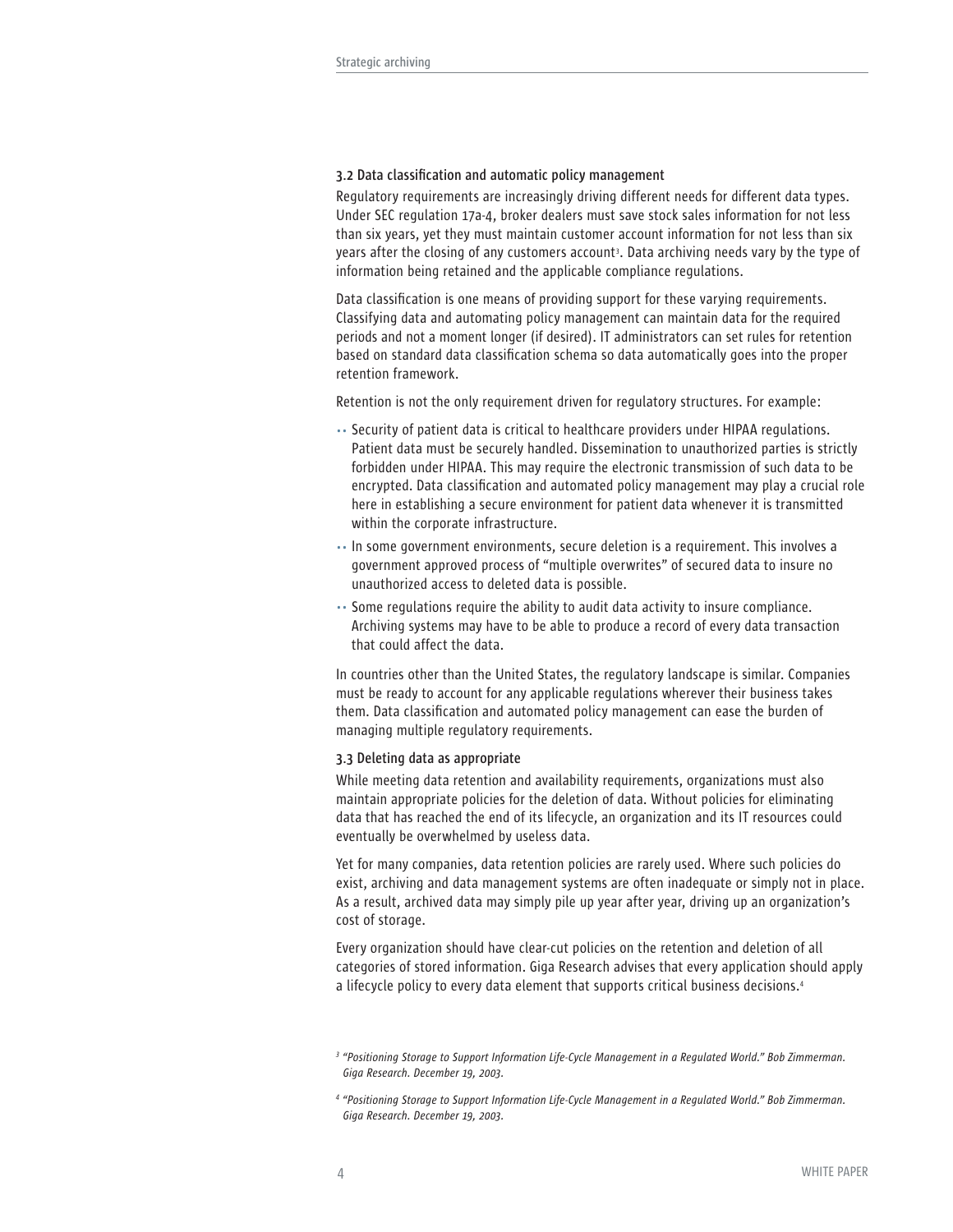### 3.2 Data classification and automatic policy management

Regulatory requirements are increasingly driving different needs for different data types. Under SEC regulation 17a-4, broker dealers must save stock sales information for not less than six years, yet they must maintain customer account information for not less than six years after the closing of any customers account[3]. Data archiving needs vary by the type of information being retained and the applicable compliance regulations.

Data classification is one means of providing support for these varying requirements. Classifying data and automating policy management can maintain data for the required periods and not a moment longer (if desired). IT administrators can set rules for retention based on standard data classification schema so data automatically goes into the proper retention framework.

Retention is not the only requirement driven for regulatory structures. For example:

- Security of patient data is critical to healthcare providers under HIPAA regulations. Patient data must be securely handled. Dissemination to unauthorized parties is strictly forbidden under HIPAA. This may require the electronic transmission of such data to be encrypted. Data classification and automated policy management may play a crucial role here in establishing a secure environment for patient data whenever it is transmitted within the corporate infrastructure.
- In some government environments, secure deletion is a requirement. This involves a government approved process of "multiple overwrites" of secured data to insure no unauthorized access to deleted data is possible.
- Some regulations require the ability to audit data activity to insure compliance. Archiving systems may have to be able to produce a record of every data transaction that could affect the data.

In countries other than the United States, the regulatory landscape is similar. Companies must be ready to account for any applicable regulations wherever their business takes them. Data classification and automated policy management can ease the burden of managing multiple regulatory requirements.

### 3.3 Deleting data as appropriate

While meeting data retention and availability requirements, organizations must also maintain appropriate policies for the deletion of data. Without policies for eliminating data that has reached the end of its lifecycle, an organization and its IT resources could eventually be overwhelmed by useless data.

Yet for many companies, data retention policies are rarely used. Where such policies do exist, archiving and data management systems are often inadequate or simply not in place. As a result, archived data may simply pile up year after year, driving up an organization's cost of storage.

Every organization should have clear-cut policies on the retention and deletion of all categories of stored information. Giga Research advises that every application should apply a lifecycle policy to every data element that supports critical business decisions.[4]

[3] *"Positioning Storage to Support Information Life-Cycle Management in a Regulated World." Bob Zimmerman. Giga Research. December 19, 2003.*

[4] *"Positioning Storage to Support Information Life-Cycle Management in a Regulated World." Bob Zimmerman. Giga Research. December 19, 2003.*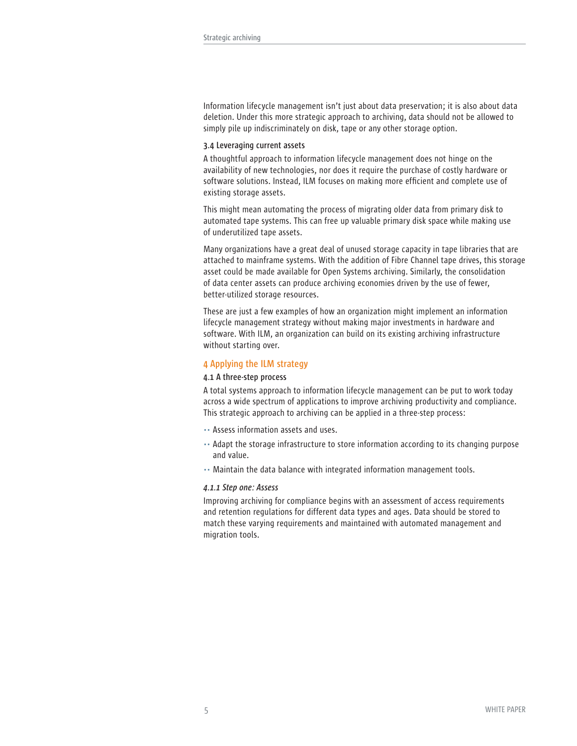Information lifecycle management isn't just about data preservation; it is also about data deletion. Under this more strategic approach to archiving, data should not be allowed to simply pile up indiscriminately on disk, tape or any other storage option.

### 3.4 Leveraging current assets

A thoughtful approach to information lifecycle management does not hinge on the availability of new technologies, nor does it require the purchase of costly hardware or software solutions. Instead, ILM focuses on making more efficient and complete use of existing storage assets.

This might mean automating the process of migrating older data from primary disk to automated tape systems. This can free up valuable primary disk space while making use of underutilized tape assets.

Many organizations have a great deal of unused storage capacity in tape libraries that are attached to mainframe systems. With the addition of Fibre Channel tape drives, this storage asset could be made available for Open Systems archiving. Similarly, the consolidation of data center assets can produce archiving economies driven by the use of fewer, better-utilized storage resources.

These are just a few examples of how an organization might implement an information lifecycle management strategy without making major investments in hardware and software. With ILM, an organization can build on its existing archiving infrastructure without starting over.

## 4 Applying the ILM strategy

### 4.1 A three-step process

A total systems approach to information lifecycle management can be put to work today across a wide spectrum of applications to improve archiving productivity and compliance. This strategic approach to archiving can be applied in a three-step process:

- Assess information assets and uses.
- Adapt the storage infrastructure to store information according to its changing purpose and value.
- Maintain the data balance with integrated information management tools.

#### *4.1.1 Step one: Assess*

Improving archiving for compliance begins with an assessment of access requirements and retention regulations for different data types and ages. Data should be stored to match these varying requirements and maintained with automated management and migration tools.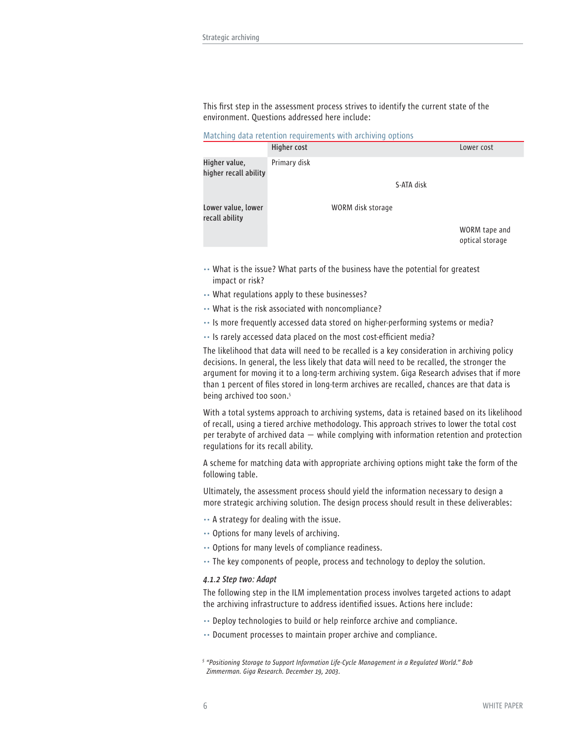This first step in the assessment process strives to identify the current state of the environment. Questions addressed here include:

Matching data retention requirements with archiving options

| | Higher cost | | | Lower cost |
|---|---|---|---|---|
| Higher value, higher recall ability | Primary disk | | | |
| | | | S-ATA disk | |
| Lower value, lower recall ability | | WORM disk storage | | |
| | | | | WORM tape and optical storage |

- What is the issue? What parts of the business have the potential for greatest impact or risk?
- What regulations apply to these businesses?
- What is the risk associated with noncompliance?
- Is more frequently accessed data stored on higher-performing systems or media?
- Is rarely accessed data placed on the most cost-efficient media?

The likelihood that data will need to be recalled is a key consideration in archiving policy decisions. In general, the less likely that data will need to be recalled, the stronger the argument for moving it to a long-term archiving system. Giga Research advises that if more than 1 percent of files stored in long-term archives are recalled, chances are that data is being archived too soon.[5]

With a total systems approach to archiving systems, data is retained based on its likelihood of recall, using a tiered archive methodology. This approach strives to lower the total cost per terabyte of archived data — while complying with information retention and protection regulations for its recall ability.

A scheme for matching data with appropriate archiving options might take the form of the following table.

Ultimately, the assessment process should yield the information necessary to design a more strategic archiving solution. The design process should result in these deliverables:

- A strategy for dealing with the issue.
- Options for many levels of archiving.
- Options for many levels of compliance readiness.
- The key components of people, process and technology to deploy the solution.

*4.1.2 Step two: Adapt*

The following step in the ILM implementation process involves targeted actions to adapt the archiving infrastructure to address identified issues. Actions here include:

- Deploy technologies to build or help reinforce archive and compliance.
- Document processes to maintain proper archive and compliance.

[5] *"Positioning Storage to Support Information Life-Cycle Management in a Regulated World." Bob Zimmerman. Giga Research. December 19, 2003.*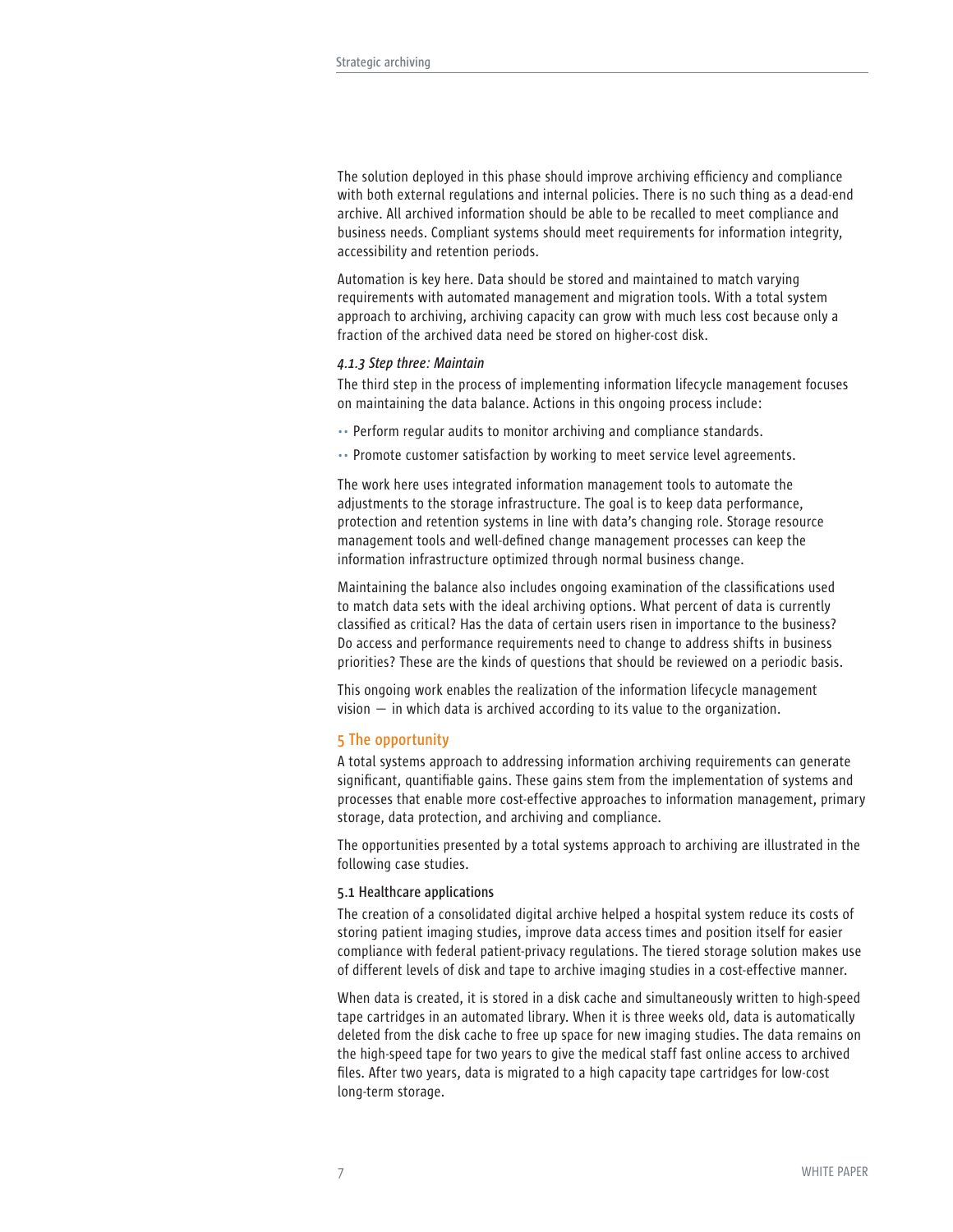The solution deployed in this phase should improve archiving efficiency and compliance with both external regulations and internal policies. There is no such thing as a dead-end archive. All archived information should be able to be recalled to meet compliance and business needs. Compliant systems should meet requirements for information integrity, accessibility and retention periods.

Automation is key here. Data should be stored and maintained to match varying requirements with automated management and migration tools. With a total system approach to archiving, archiving capacity can grow with much less cost because only a fraction of the archived data need be stored on higher-cost disk.

#### *4.1.3 Step three: Maintain*

The third step in the process of implementing information lifecycle management focuses on maintaining the data balance. Actions in this ongoing process include:

- Perform regular audits to monitor archiving and compliance standards.
- Promote customer satisfaction by working to meet service level agreements.

The work here uses integrated information management tools to automate the adjustments to the storage infrastructure. The goal is to keep data performance, protection and retention systems in line with data's changing role. Storage resource management tools and well-defined change management processes can keep the information infrastructure optimized through normal business change.

Maintaining the balance also includes ongoing examination of the classifications used to match data sets with the ideal archiving options. What percent of data is currently classified as critical? Has the data of certain users risen in importance to the business? Do access and performance requirements need to change to address shifts in business priorities? These are the kinds of questions that should be reviewed on a periodic basis.

This ongoing work enables the realization of the information lifecycle management vision — in which data is archived according to its value to the organization.

## 5 The opportunity

A total systems approach to addressing information archiving requirements can generate significant, quantifiable gains. These gains stem from the implementation of systems and processes that enable more cost-effective approaches to information management, primary storage, data protection, and archiving and compliance.

The opportunities presented by a total systems approach to archiving are illustrated in the following case studies.

### 5.1 Healthcare applications

The creation of a consolidated digital archive helped a hospital system reduce its costs of storing patient imaging studies, improve data access times and position itself for easier compliance with federal patient-privacy regulations. The tiered storage solution makes use of different levels of disk and tape to archive imaging studies in a cost-effective manner.

When data is created, it is stored in a disk cache and simultaneously written to high-speed tape cartridges in an automated library. When it is three weeks old, data is automatically deleted from the disk cache to free up space for new imaging studies. The data remains on the high-speed tape for two years to give the medical staff fast online access to archived files. After two years, data is migrated to a high capacity tape cartridges for low-cost long-term storage.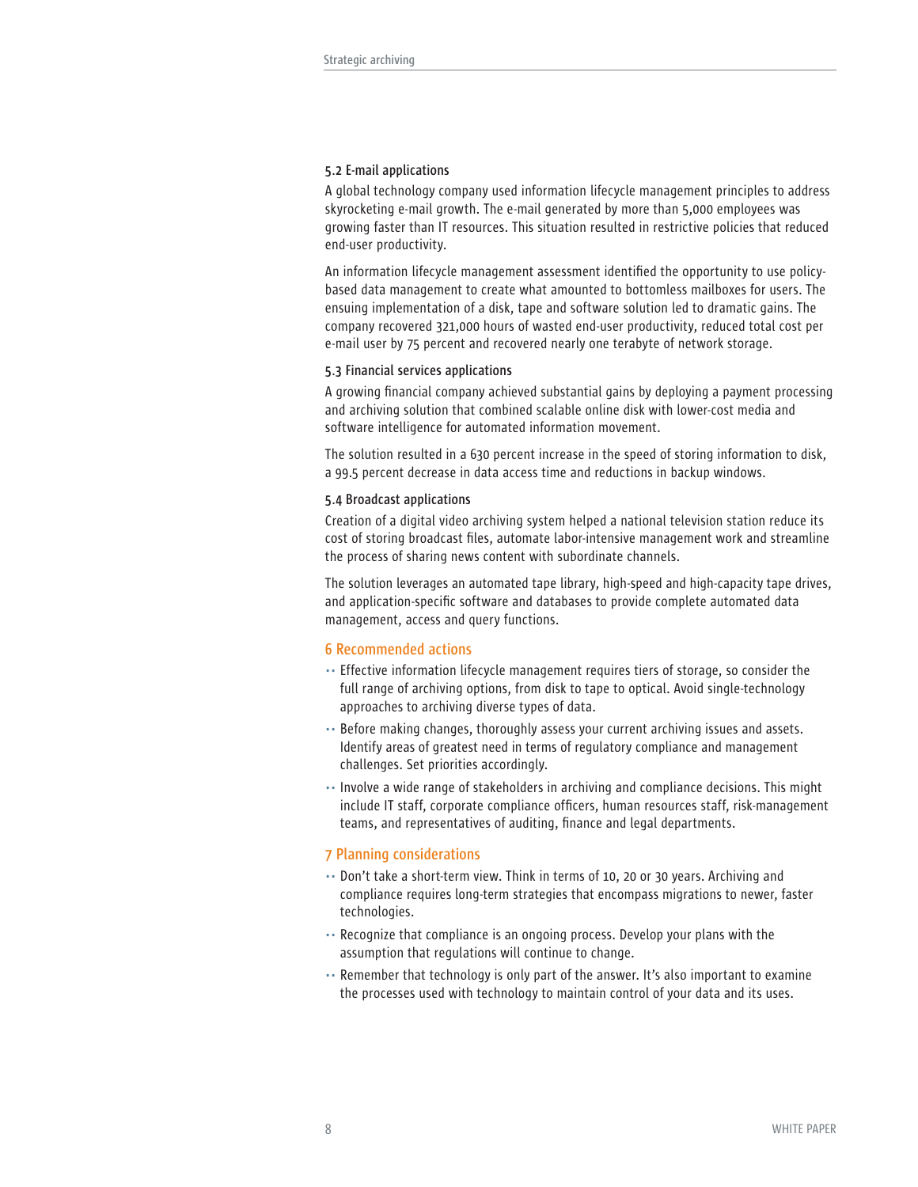### 5.2 E-mail applications

A global technology company used information lifecycle management principles to address skyrocketing e-mail growth. The e-mail generated by more than 5,000 employees was growing faster than IT resources. This situation resulted in restrictive policies that reduced end-user productivity.

An information lifecycle management assessment identified the opportunity to use policy-based data management to create what amounted to bottomless mailboxes for users. The ensuing implementation of a disk, tape and software solution led to dramatic gains. The company recovered 321,000 hours of wasted end-user productivity, reduced total cost per e-mail user by 75 percent and recovered nearly one terabyte of network storage.

### 5.3 Financial services applications

A growing financial company achieved substantial gains by deploying a payment processing and archiving solution that combined scalable online disk with lower-cost media and software intelligence for automated information movement.

The solution resulted in a 630 percent increase in the speed of storing information to disk, a 99.5 percent decrease in data access time and reductions in backup windows.

### 5.4 Broadcast applications

Creation of a digital video archiving system helped a national television station reduce its cost of storing broadcast files, automate labor-intensive management work and streamline the process of sharing news content with subordinate channels.

The solution leverages an automated tape library, high-speed and high-capacity tape drives, and application-specific software and databases to provide complete automated data management, access and query functions.

## 6 Recommended actions

- Effective information lifecycle management requires tiers of storage, so consider the full range of archiving options, from disk to tape to optical. Avoid single-technology approaches to archiving diverse types of data.
- Before making changes, thoroughly assess your current archiving issues and assets. Identify areas of greatest need in terms of regulatory compliance and management challenges. Set priorities accordingly.
- Involve a wide range of stakeholders in archiving and compliance decisions. This might include IT staff, corporate compliance officers, human resources staff, risk-management teams, and representatives of auditing, finance and legal departments.

## 7 Planning considerations

- Don't take a short-term view. Think in terms of 10, 20 or 30 years. Archiving and compliance requires long-term strategies that encompass migrations to newer, faster technologies.
- Recognize that compliance is an ongoing process. Develop your plans with the assumption that regulations will continue to change.
- Remember that technology is only part of the answer. It's also important to examine the processes used with technology to maintain control of your data and its uses.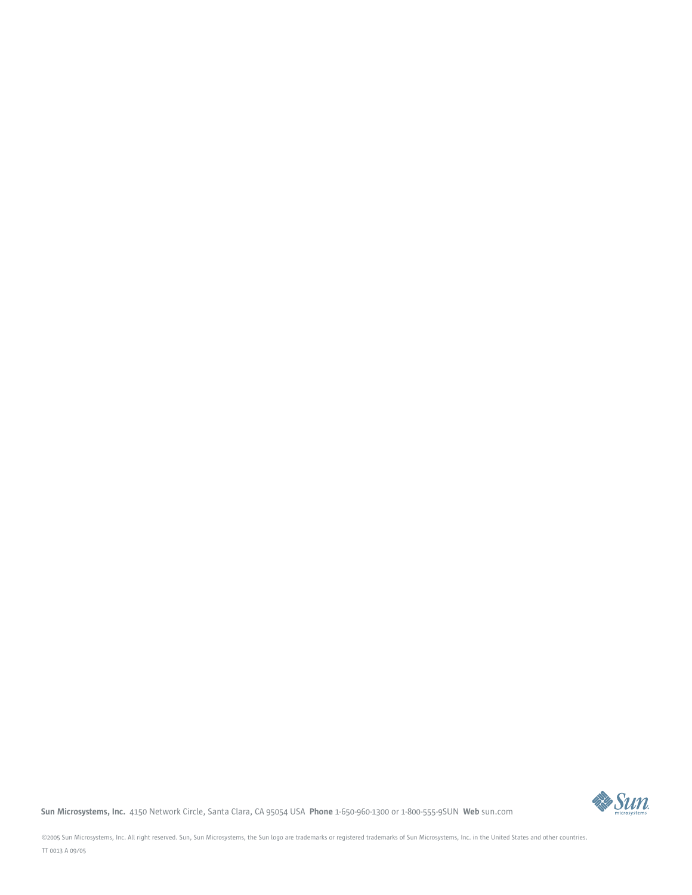**Sun Microsystems, Inc.** 4150 Network Circle, Santa Clara, CA 95054 USA **Phone** 1-650-960-1300 or 1-800-555-9SUN **Web** sun.com

©2005 Sun Microsystems, Inc. All right reserved. Sun, Sun Microsystems, the Sun logo are trademarks or registered trademarks of Sun Microsystems, Inc. in the United States and other countries.

TT 0013 A 09/05